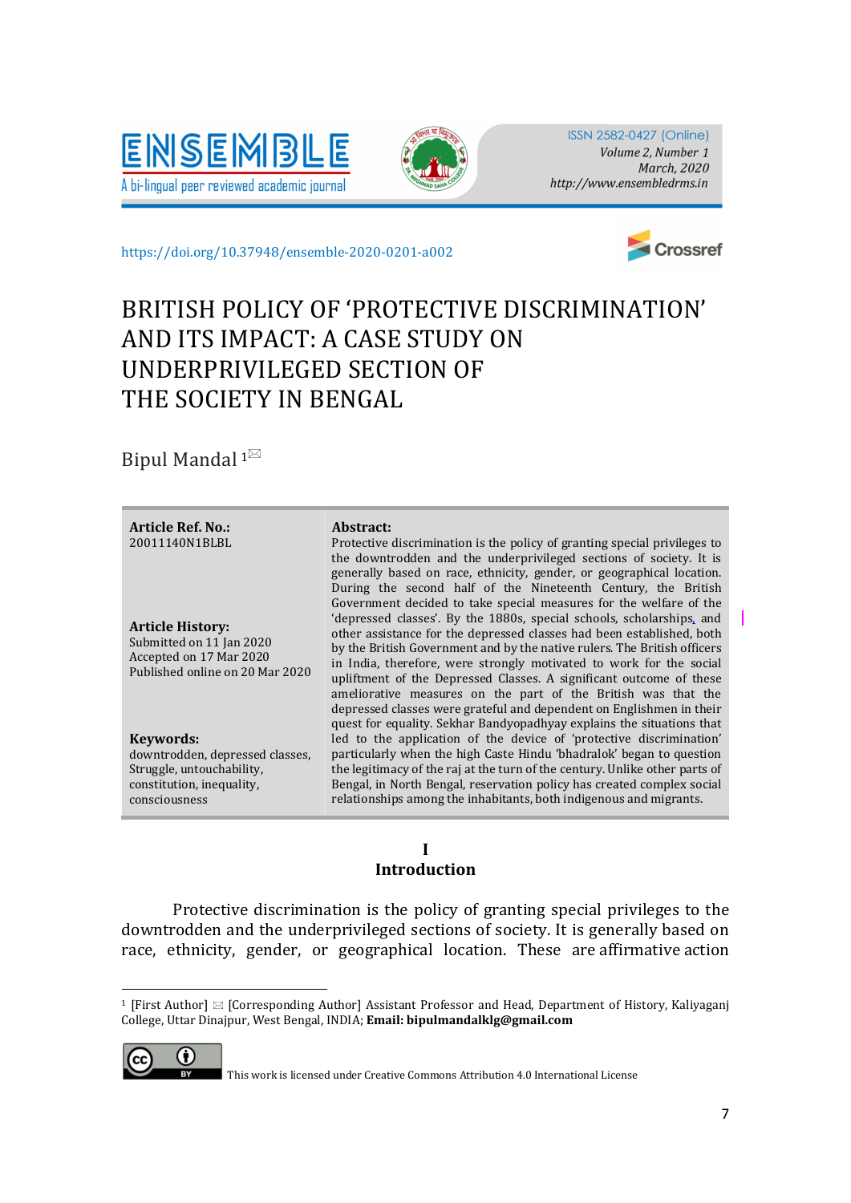ENSEMBLE
A bi-lingual peer reviewed academic journal

ISSN 2582-0427 (Online)
*Volume 2, Number 1*
*March, 2020*
*http://www.ensembledrms.in*

https://doi.org/10.37948/ensemble-2020-0201-a002

# BRITISH POLICY OF 'PROTECTIVE DISCRIMINATION' AND ITS IMPACT: A CASE STUDY ON UNDERPRIVILEGED SECTION OF THE SOCIETY IN BENGAL

Bipul Mandal [1]

**Article Ref. No.:**
20011140N1BLBL

**Article History:**
Submitted on 11 Jan 2020
Accepted on 17 Mar 2020
Published online on 20 Mar 2020

**Keywords:**
downtrodden, depressed classes, Struggle, untouchability, constitution, inequality, consciousness

**Abstract:**
Protective discrimination is the policy of granting special privileges to the downtrodden and the underprivileged sections of society. It is generally based on race, ethnicity, gender, or geographical location. During the second half of the Nineteenth Century, the British Government decided to take special measures for the welfare of the 'depressed classes'. By the 1880s, special schools, scholarships, and other assistance for the depressed classes had been established, both by the British Government and by the native rulers. The British officers in India, therefore, were strongly motivated to work for the social upliftment of the Depressed Classes. A significant outcome of these ameliorative measures on the part of the British was that the depressed classes were grateful and dependent on Englishmen in their quest for equality. Sekhar Bandyopadhyay explains the situations that led to the application of the device of 'protective discrimination' particularly when the high Caste Hindu 'bhadralok' began to question the legitimacy of the raj at the turn of the century. Unlike other parts of Bengal, in North Bengal, reservation policy has created complex social relationships among the inhabitants, both indigenous and migrants.

## I
## Introduction

Protective discrimination is the policy of granting special privileges to the downtrodden and the underprivileged sections of society. It is generally based on race, ethnicity, gender, or geographical location. These are affirmative action

---

[1] [First Author] ✉ [Corresponding Author] Assistant Professor and Head, Department of History, Kaliyaganj College, Uttar Dinajpur, West Bengal, INDIA; **Email: bipulmandalklg@gmail.com**

This work is licensed under Creative Commons Attribution 4.0 International License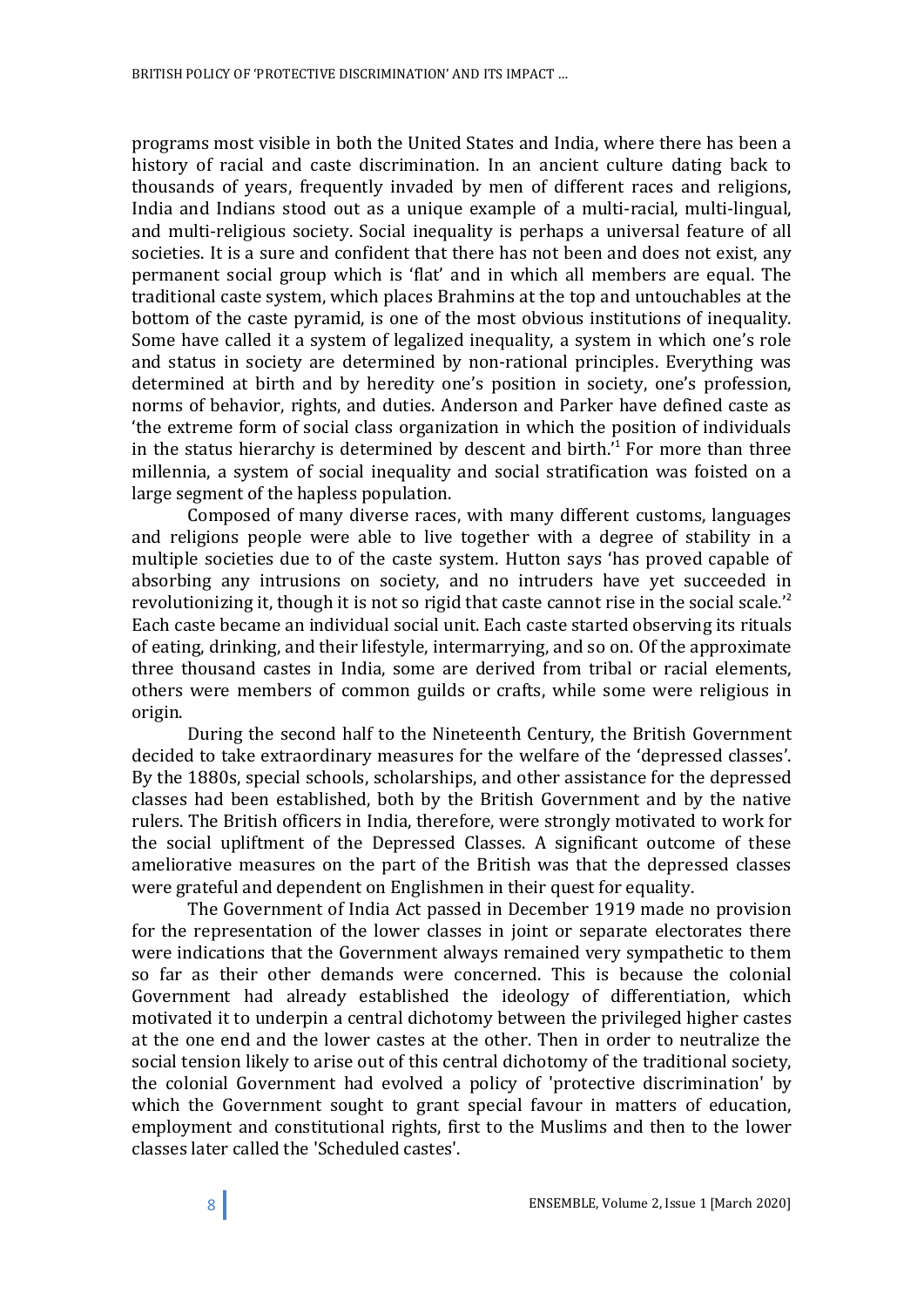programs most visible in both the United States and India, where there has been a history of racial and caste discrimination. In an ancient culture dating back to thousands of years, frequently invaded by men of different races and religions, India and Indians stood out as a unique example of a multi-racial, multi-lingual, and multi-religious society. Social inequality is perhaps a universal feature of all societies. It is a sure and confident that there has not been and does not exist, any permanent social group which is 'flat' and in which all members are equal. The traditional caste system, which places Brahmins at the top and untouchables at the bottom of the caste pyramid, is one of the most obvious institutions of inequality. Some have called it a system of legalized inequality, a system in which one's role and status in society are determined by non-rational principles. Everything was determined at birth and by heredity one's position in society, one's profession, norms of behavior, rights, and duties. Anderson and Parker have defined caste as 'the extreme form of social class organization in which the position of individuals in the status hierarchy is determined by descent and birth.'[1] For more than three millennia, a system of social inequality and social stratification was foisted on a large segment of the hapless population.

Composed of many diverse races, with many different customs, languages and religions people were able to live together with a degree of stability in a multiple societies due to of the caste system. Hutton says 'has proved capable of absorbing any intrusions on society, and no intruders have yet succeeded in revolutionizing it, though it is not so rigid that caste cannot rise in the social scale.'[2] Each caste became an individual social unit. Each caste started observing its rituals of eating, drinking, and their lifestyle, intermarrying, and so on. Of the approximate three thousand castes in India, some are derived from tribal or racial elements, others were members of common guilds or crafts, while some were religious in origin.

During the second half to the Nineteenth Century, the British Government decided to take extraordinary measures for the welfare of the 'depressed classes'. By the 1880s, special schools, scholarships, and other assistance for the depressed classes had been established, both by the British Government and by the native rulers. The British officers in India, therefore, were strongly motivated to work for the social upliftment of the Depressed Classes. A significant outcome of these ameliorative measures on the part of the British was that the depressed classes were grateful and dependent on Englishmen in their quest for equality.

The Government of India Act passed in December 1919 made no provision for the representation of the lower classes in joint or separate electorates there were indications that the Government always remained very sympathetic to them so far as their other demands were concerned. This is because the colonial Government had already established the ideology of differentiation, which motivated it to underpin a central dichotomy between the privileged higher castes at the one end and the lower castes at the other. Then in order to neutralize the social tension likely to arise out of this central dichotomy of the traditional society, the colonial Government had evolved a policy of 'protective discrimination' by which the Government sought to grant special favour in matters of education, employment and constitutional rights, first to the Muslims and then to the lower classes later called the 'Scheduled castes'.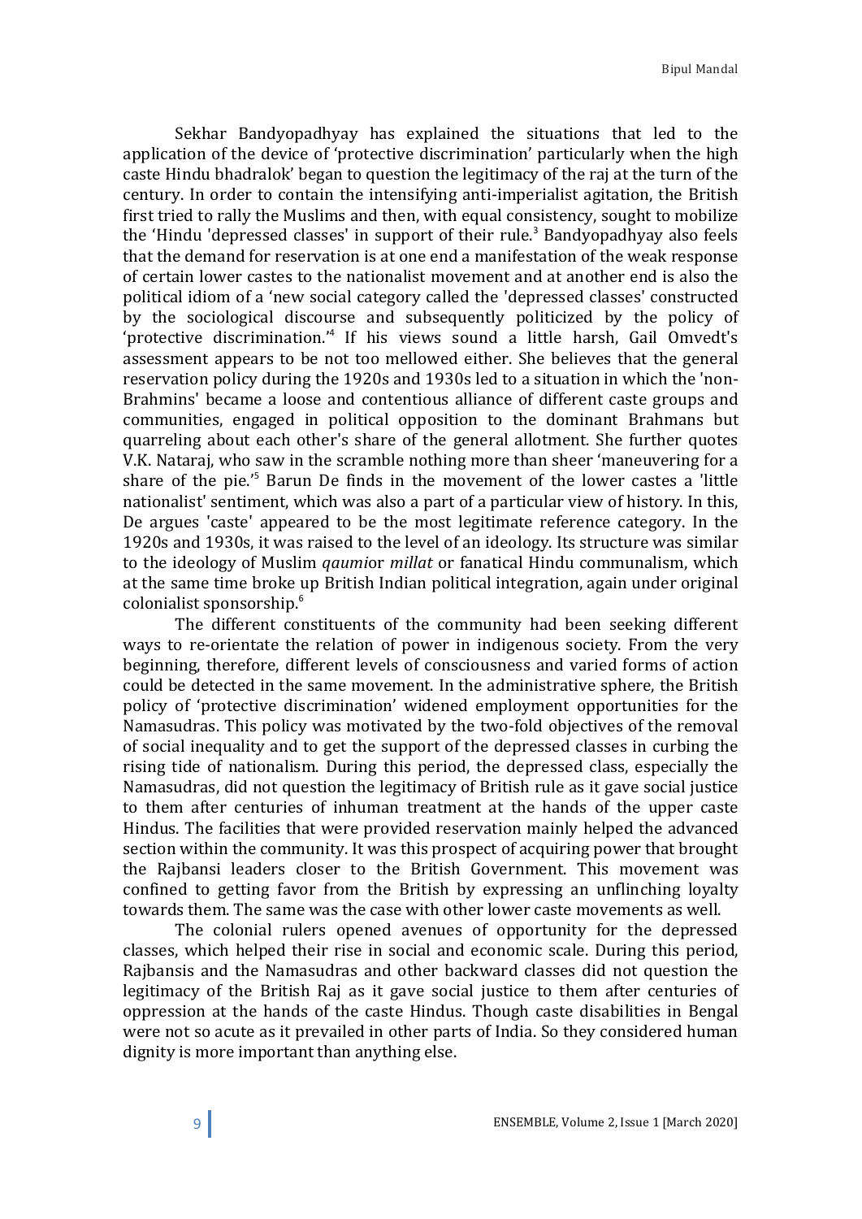Sekhar Bandyopadhyay has explained the situations that led to the application of the device of 'protective discrimination' particularly when the high caste Hindu bhadralok' began to question the legitimacy of the raj at the turn of the century. In order to contain the intensifying anti-imperialist agitation, the British first tried to rally the Muslims and then, with equal consistency, sought to mobilize the 'Hindu 'depressed classes' in support of their rule.[3] Bandyopadhyay also feels that the demand for reservation is at one end a manifestation of the weak response of certain lower castes to the nationalist movement and at another end is also the political idiom of a 'new social category called the 'depressed classes' constructed by the sociological discourse and subsequently politicized by the policy of 'protective discrimination.'[4] If his views sound a little harsh, Gail Omvedt's assessment appears to be not too mellowed either. She believes that the general reservation policy during the 1920s and 1930s led to a situation in which the 'non-Brahmins' became a loose and contentious alliance of different caste groups and communities, engaged in political opposition to the dominant Brahmans but quarreling about each other's share of the general allotment. She further quotes V.K. Nataraj, who saw in the scramble nothing more than sheer 'maneuvering for a share of the pie.'[5] Barun De finds in the movement of the lower castes a 'little nationalist' sentiment, which was also a part of a particular view of history. In this, De argues 'caste' appeared to be the most legitimate reference category. In the 1920s and 1930s, it was raised to the level of an ideology. Its structure was similar to the ideology of Muslim *qaumi*or *millat* or fanatical Hindu communalism, which at the same time broke up British Indian political integration, again under original colonialist sponsorship.[6]

The different constituents of the community had been seeking different ways to re-orientate the relation of power in indigenous society. From the very beginning, therefore, different levels of consciousness and varied forms of action could be detected in the same movement. In the administrative sphere, the British policy of 'protective discrimination' widened employment opportunities for the Namasudras. This policy was motivated by the two-fold objectives of the removal of social inequality and to get the support of the depressed classes in curbing the rising tide of nationalism. During this period, the depressed class, especially the Namasudras, did not question the legitimacy of British rule as it gave social justice to them after centuries of inhuman treatment at the hands of the upper caste Hindus. The facilities that were provided reservation mainly helped the advanced section within the community. It was this prospect of acquiring power that brought the Rajbansi leaders closer to the British Government. This movement was confined to getting favor from the British by expressing an unflinching loyalty towards them. The same was the case with other lower caste movements as well.

The colonial rulers opened avenues of opportunity for the depressed classes, which helped their rise in social and economic scale. During this period, Rajbansis and the Namasudras and other backward classes did not question the legitimacy of the British Raj as it gave social justice to them after centuries of oppression at the hands of the caste Hindus. Though caste disabilities in Bengal were not so acute as it prevailed in other parts of India. So they considered human dignity is more important than anything else.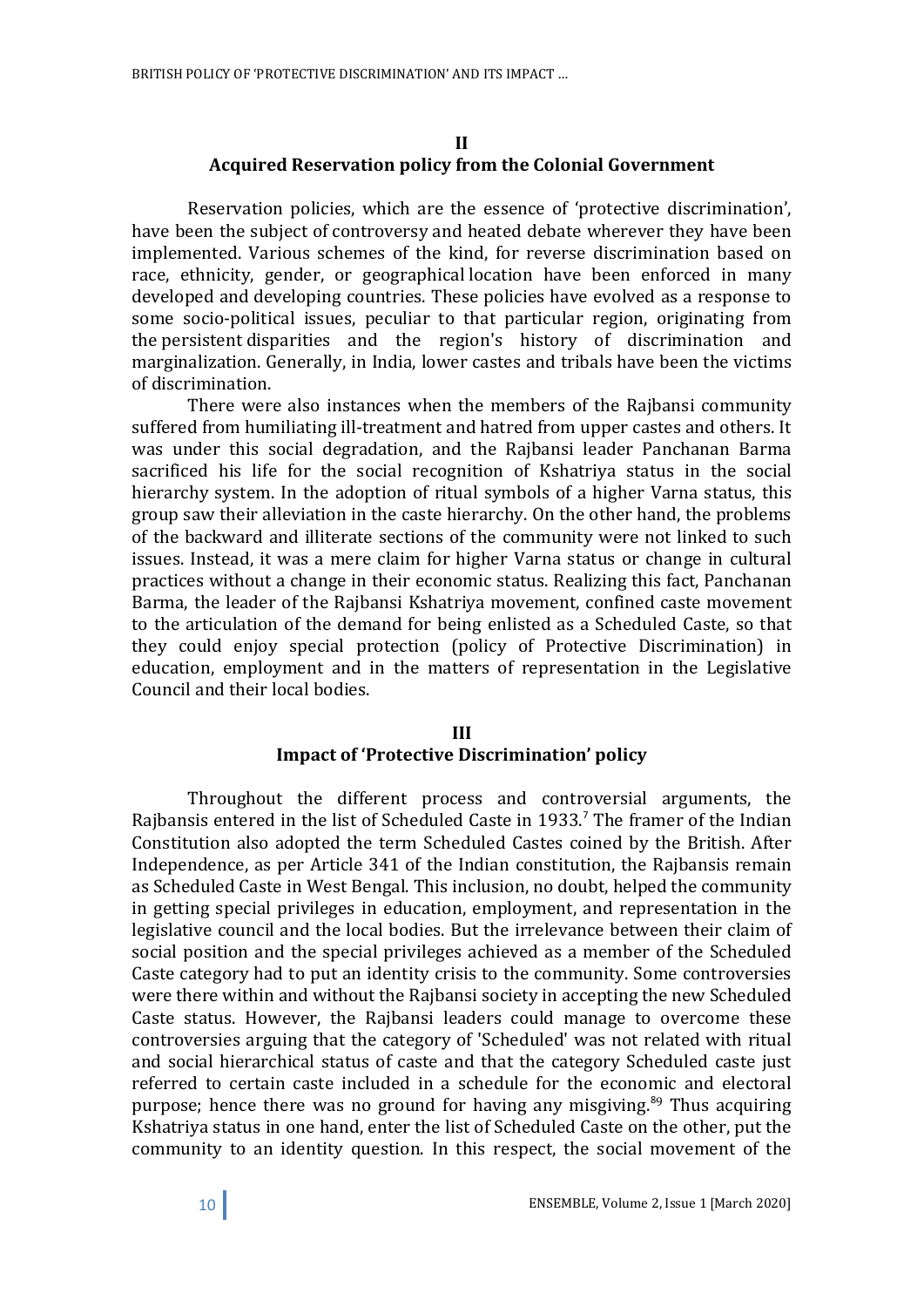## II
## Acquired Reservation policy from the Colonial Government

Reservation policies, which are the essence of 'protective discrimination', have been the subject of controversy and heated debate wherever they have been implemented. Various schemes of the kind, for reverse discrimination based on race, ethnicity, gender, or geographical location have been enforced in many developed and developing countries. These policies have evolved as a response to some socio-political issues, peculiar to that particular region, originating from the persistent disparities and the region's history of discrimination and marginalization. Generally, in India, lower castes and tribals have been the victims of discrimination.

There were also instances when the members of the Rajbansi community suffered from humiliating ill-treatment and hatred from upper castes and others. It was under this social degradation, and the Rajbansi leader Panchanan Barma sacrificed his life for the social recognition of Kshatriya status in the social hierarchy system. In the adoption of ritual symbols of a higher Varna status, this group saw their alleviation in the caste hierarchy. On the other hand, the problems of the backward and illiterate sections of the community were not linked to such issues. Instead, it was a mere claim for higher Varna status or change in cultural practices without a change in their economic status. Realizing this fact, Panchanan Barma, the leader of the Rajbansi Kshatriya movement, confined caste movement to the articulation of the demand for being enlisted as a Scheduled Caste, so that they could enjoy special protection (policy of Protective Discrimination) in education, employment and in the matters of representation in the Legislative Council and their local bodies.

## III
## Impact of 'Protective Discrimination' policy

Throughout the different process and controversial arguments, the Rajbansis entered in the list of Scheduled Caste in 1933.[7] The framer of the Indian Constitution also adopted the term Scheduled Castes coined by the British. After Independence, as per Article 341 of the Indian constitution, the Rajbansis remain as Scheduled Caste in West Bengal. This inclusion, no doubt, helped the community in getting special privileges in education, employment, and representation in the legislative council and the local bodies. But the irrelevance between their claim of social position and the special privileges achieved as a member of the Scheduled Caste category had to put an identity crisis to the community. Some controversies were there within and without the Rajbansi society in accepting the new Scheduled Caste status. However, the Rajbansi leaders could manage to overcome these controversies arguing that the category of 'Scheduled' was not related with ritual and social hierarchical status of caste and that the category Scheduled caste just referred to certain caste included in a schedule for the economic and electoral purpose; hence there was no ground for having any misgiving.[89] Thus acquiring Kshatriya status in one hand, enter the list of Scheduled Caste on the other, put the community to an identity question. In this respect, the social movement of the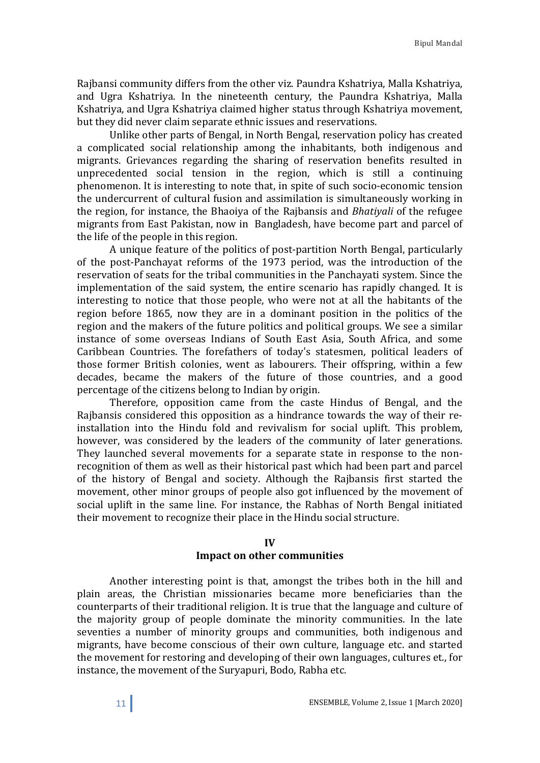Rajbansi community differs from the other viz. Paundra Kshatriya, Malla Kshatriya, and Ugra Kshatriya. In the nineteenth century, the Paundra Kshatriya, Malla Kshatriya, and Ugra Kshatriya claimed higher status through Kshatriya movement, but they did never claim separate ethnic issues and reservations.

Unlike other parts of Bengal, in North Bengal, reservation policy has created a complicated social relationship among the inhabitants, both indigenous and migrants. Grievances regarding the sharing of reservation benefits resulted in unprecedented social tension in the region, which is still a continuing phenomenon. It is interesting to note that, in spite of such socio-economic tension the undercurrent of cultural fusion and assimilation is simultaneously working in the region, for instance, the Bhaoiya of the Rajbansis and *Bhatiyali* of the refugee migrants from East Pakistan, now in Bangladesh, have become part and parcel of the life of the people in this region.

A unique feature of the politics of post-partition North Bengal, particularly of the post-Panchayat reforms of the 1973 period, was the introduction of the reservation of seats for the tribal communities in the Panchayati system. Since the implementation of the said system, the entire scenario has rapidly changed. It is interesting to notice that those people, who were not at all the habitants of the region before 1865, now they are in a dominant position in the politics of the region and the makers of the future politics and political groups. We see a similar instance of some overseas Indians of South East Asia, South Africa, and some Caribbean Countries. The forefathers of today's statesmen, political leaders of those former British colonies, went as labourers. Their offspring, within a few decades, became the makers of the future of those countries, and a good percentage of the citizens belong to Indian by origin.

Therefore, opposition came from the caste Hindus of Bengal, and the Rajbansis considered this opposition as a hindrance towards the way of their re-installation into the Hindu fold and revivalism for social uplift. This problem, however, was considered by the leaders of the community of later generations. They launched several movements for a separate state in response to the non-recognition of them as well as their historical past which had been part and parcel of the history of Bengal and society. Although the Rajbansis first started the movement, other minor groups of people also got influenced by the movement of social uplift in the same line. For instance, the Rabhas of North Bengal initiated their movement to recognize their place in the Hindu social structure.

## IV
## Impact on other communities

Another interesting point is that, amongst the tribes both in the hill and plain areas, the Christian missionaries became more beneficiaries than the counterparts of their traditional religion. It is true that the language and culture of the majority group of people dominate the minority communities. In the late seventies a number of minority groups and communities, both indigenous and migrants, have become conscious of their own culture, language etc. and started the movement for restoring and developing of their own languages, cultures et., for instance, the movement of the Suryapuri, Bodo, Rabha etc.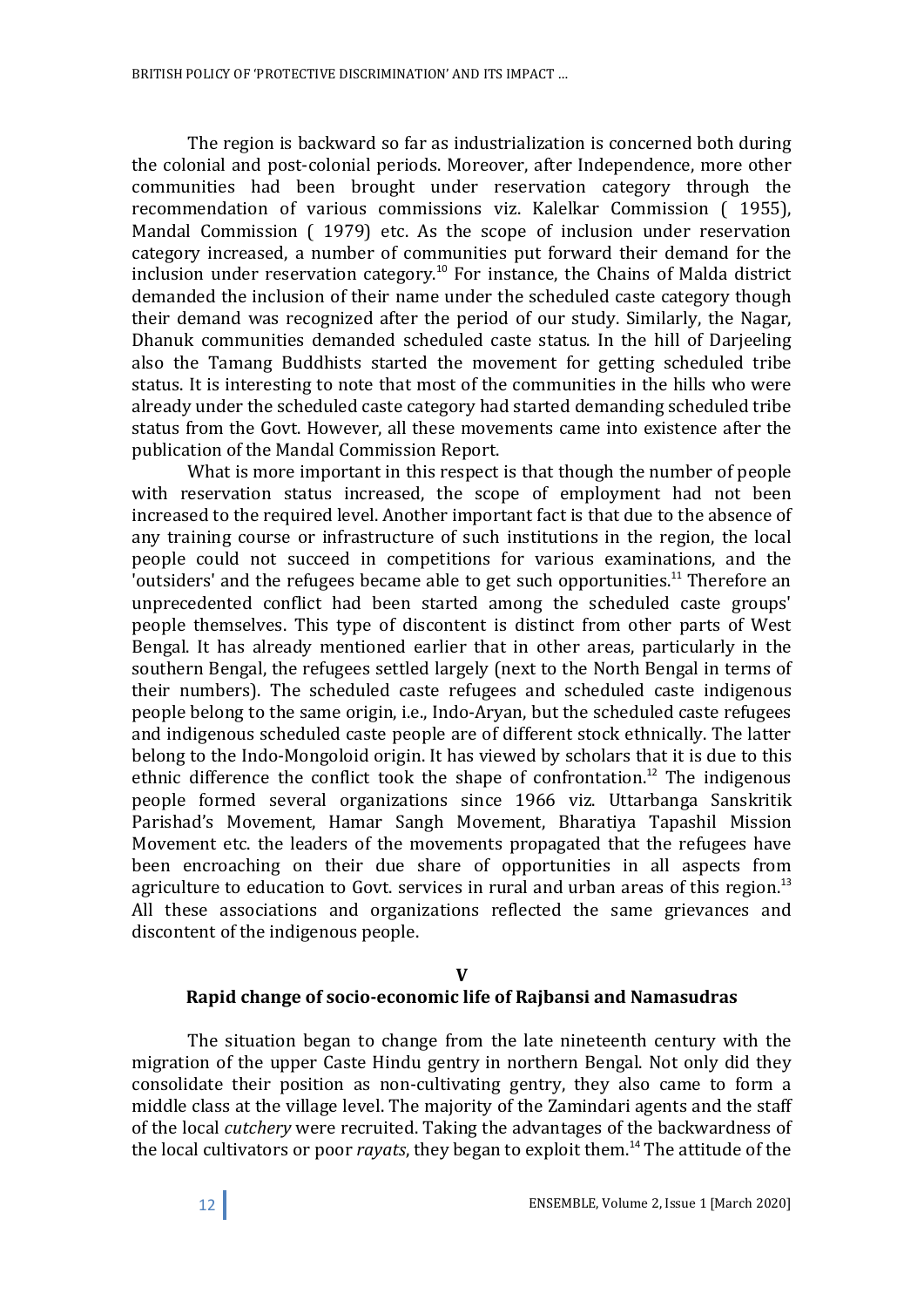The region is backward so far as industrialization is concerned both during the colonial and post-colonial periods. Moreover, after Independence, more other communities had been brought under reservation category through the recommendation of various commissions viz. Kalelkar Commission ( 1955), Mandal Commission ( 1979) etc. As the scope of inclusion under reservation category increased, a number of communities put forward their demand for the inclusion under reservation category.[10] For instance, the Chains of Malda district demanded the inclusion of their name under the scheduled caste category though their demand was recognized after the period of our study. Similarly, the Nagar, Dhanuk communities demanded scheduled caste status. In the hill of Darjeeling also the Tamang Buddhists started the movement for getting scheduled tribe status. It is interesting to note that most of the communities in the hills who were already under the scheduled caste category had started demanding scheduled tribe status from the Govt. However, all these movements came into existence after the publication of the Mandal Commission Report.

What is more important in this respect is that though the number of people with reservation status increased, the scope of employment had not been increased to the required level. Another important fact is that due to the absence of any training course or infrastructure of such institutions in the region, the local people could not succeed in competitions for various examinations, and the 'outsiders' and the refugees became able to get such opportunities.[11] Therefore an unprecedented conflict had been started among the scheduled caste groups' people themselves. This type of discontent is distinct from other parts of West Bengal. It has already mentioned earlier that in other areas, particularly in the southern Bengal, the refugees settled largely (next to the North Bengal in terms of their numbers). The scheduled caste refugees and scheduled caste indigenous people belong to the same origin, i.e., Indo-Aryan, but the scheduled caste refugees and indigenous scheduled caste people are of different stock ethnically. The latter belong to the Indo-Mongoloid origin. It has viewed by scholars that it is due to this ethnic difference the conflict took the shape of confrontation.[12] The indigenous people formed several organizations since 1966 viz. Uttarbanga Sanskritik Parishad's Movement, Hamar Sangh Movement, Bharatiya Tapashil Mission Movement etc. the leaders of the movements propagated that the refugees have been encroaching on their due share of opportunities in all aspects from agriculture to education to Govt. services in rural and urban areas of this region.[13] All these associations and organizations reflected the same grievances and discontent of the indigenous people.

## V

## Rapid change of socio-economic life of Rajbansi and Namasudras

The situation began to change from the late nineteenth century with the migration of the upper Caste Hindu gentry in northern Bengal. Not only did they consolidate their position as non-cultivating gentry, they also came to form a middle class at the village level. The majority of the Zamindari agents and the staff of the local *cutchery* were recruited. Taking the advantages of the backwardness of the local cultivators or poor *rayats*, they began to exploit them.[14] The attitude of the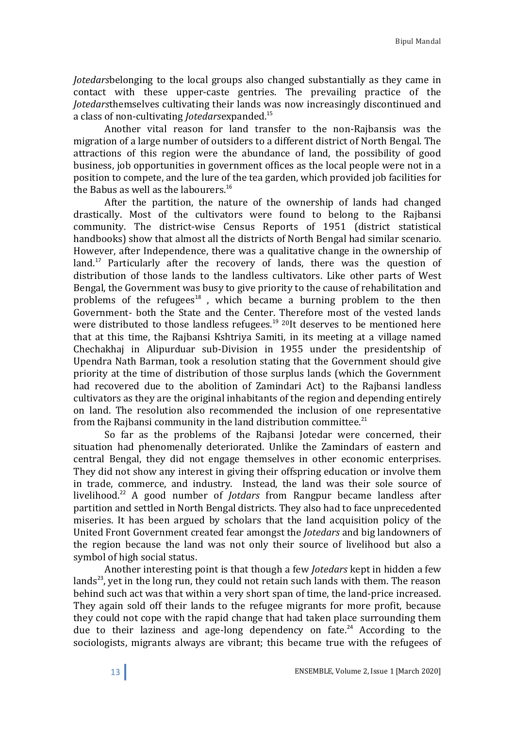*Jotedars*belonging to the local groups also changed substantially as they came in contact with these upper-caste gentries. The prevailing practice of the *Jotedars*themselves cultivating their lands was now increasingly discontinued and a class of non-cultivating *Jotedars*expanded.[15]

Another vital reason for land transfer to the non-Rajbansis was the migration of a large number of outsiders to a different district of North Bengal. The attractions of this region were the abundance of land, the possibility of good business, job opportunities in government offices as the local people were not in a position to compete, and the lure of the tea garden, which provided job facilities for the Babus as well as the labourers.[16]

After the partition, the nature of the ownership of lands had changed drastically. Most of the cultivators were found to belong to the Rajbansi community. The district-wise Census Reports of 1951 (district statistical handbooks) show that almost all the districts of North Bengal had similar scenario. However, after Independence, there was a qualitative change in the ownership of land.[17] Particularly after the recovery of lands, there was the question of distribution of those lands to the landless cultivators. Like other parts of West Bengal, the Government was busy to give priority to the cause of rehabilitation and problems of the refugees[18] , which became a burning problem to the then Government- both the State and the Center. Therefore most of the vested lands were distributed to those landless refugees.[19] [20]It deserves to be mentioned here that at this time, the Rajbansi Kshtriya Samiti, in its meeting at a village named Chechakhaj in Alipurduar sub-Division in 1955 under the presidentship of Upendra Nath Barman, took a resolution stating that the Government should give priority at the time of distribution of those surplus lands (which the Government had recovered due to the abolition of Zamindari Act) to the Rajbansi landless cultivators as they are the original inhabitants of the region and depending entirely on land. The resolution also recommended the inclusion of one representative from the Rajbansi community in the land distribution committee.[21]

So far as the problems of the Rajbansi Jotedar were concerned, their situation had phenomenally deteriorated. Unlike the Zamindars of eastern and central Bengal, they did not engage themselves in other economic enterprises. They did not show any interest in giving their offspring education or involve them in trade, commerce, and industry. Instead, the land was their sole source of livelihood.[22] A good number of *Jotdars* from Rangpur became landless after partition and settled in North Bengal districts. They also had to face unprecedented miseries. It has been argued by scholars that the land acquisition policy of the United Front Government created fear amongst the *Jotedars* and big landowners of the region because the land was not only their source of livelihood but also a symbol of high social status.

Another interesting point is that though a few *Jotedars* kept in hidden a few lands[23], yet in the long run, they could not retain such lands with them. The reason behind such act was that within a very short span of time, the land-price increased. They again sold off their lands to the refugee migrants for more profit, because they could not cope with the rapid change that had taken place surrounding them due to their laziness and age-long dependency on fate.[24] According to the sociologists, migrants always are vibrant; this became true with the refugees of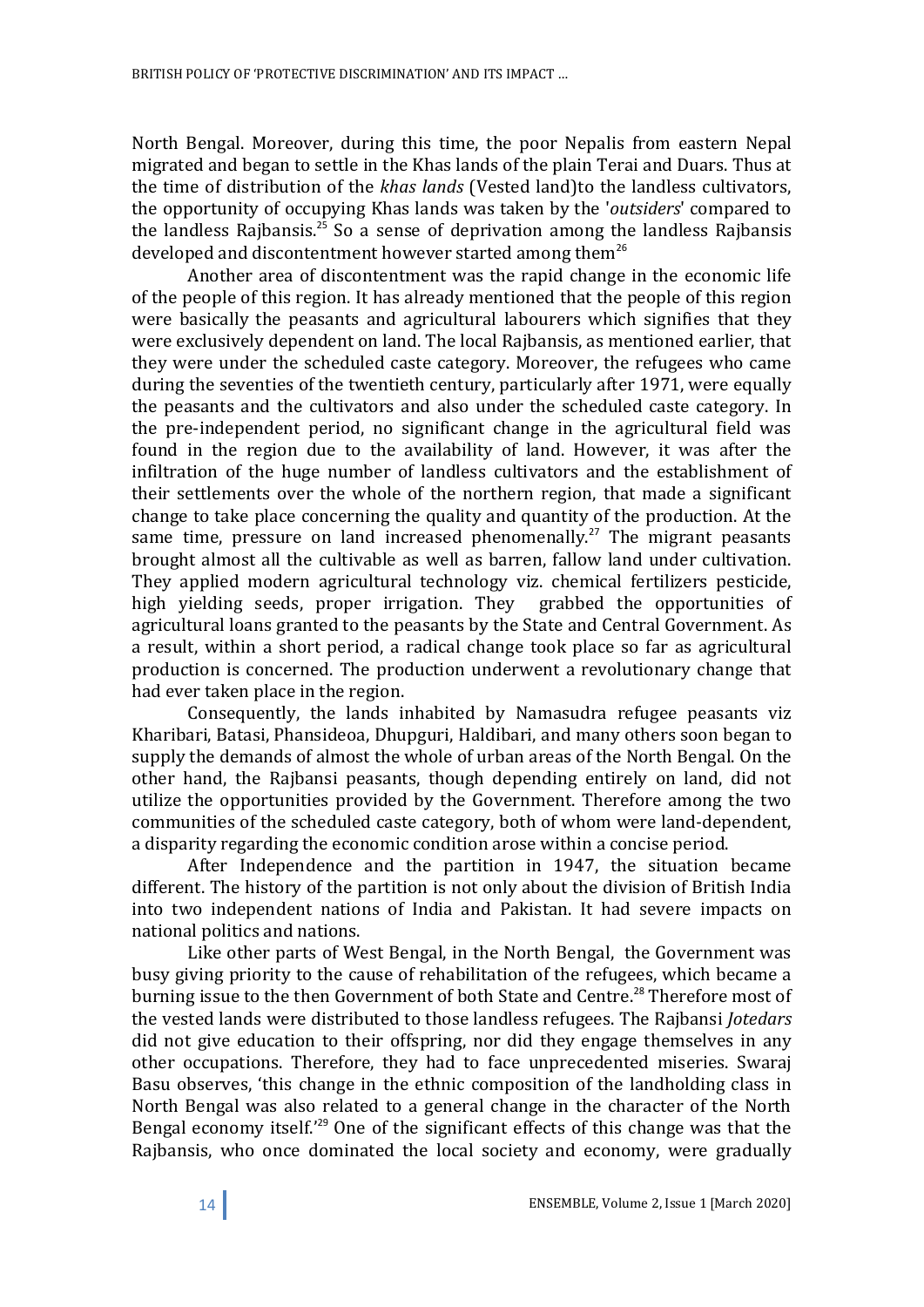North Bengal. Moreover, during this time, the poor Nepalis from eastern Nepal migrated and began to settle in the Khas lands of the plain Terai and Duars. Thus at the time of distribution of the *khas lands* (Vested land)to the landless cultivators, the opportunity of occupying Khas lands was taken by the '*outsiders*' compared to the landless Rajbansis.[25] So a sense of deprivation among the landless Rajbansis developed and discontentment however started among them[26]

Another area of discontentment was the rapid change in the economic life of the people of this region. It has already mentioned that the people of this region were basically the peasants and agricultural labourers which signifies that they were exclusively dependent on land. The local Rajbansis, as mentioned earlier, that they were under the scheduled caste category. Moreover, the refugees who came during the seventies of the twentieth century, particularly after 1971, were equally the peasants and the cultivators and also under the scheduled caste category. In the pre-independent period, no significant change in the agricultural field was found in the region due to the availability of land. However, it was after the infiltration of the huge number of landless cultivators and the establishment of their settlements over the whole of the northern region, that made a significant change to take place concerning the quality and quantity of the production. At the same time, pressure on land increased phenomenally.[27] The migrant peasants brought almost all the cultivable as well as barren, fallow land under cultivation. They applied modern agricultural technology viz. chemical fertilizers pesticide, high yielding seeds, proper irrigation. They grabbed the opportunities of agricultural loans granted to the peasants by the State and Central Government. As a result, within a short period, a radical change took place so far as agricultural production is concerned. The production underwent a revolutionary change that had ever taken place in the region.

Consequently, the lands inhabited by Namasudra refugee peasants viz Kharibari, Batasi, Phansideoa, Dhupguri, Haldibari, and many others soon began to supply the demands of almost the whole of urban areas of the North Bengal. On the other hand, the Rajbansi peasants, though depending entirely on land, did not utilize the opportunities provided by the Government. Therefore among the two communities of the scheduled caste category, both of whom were land-dependent, a disparity regarding the economic condition arose within a concise period.

After Independence and the partition in 1947, the situation became different. The history of the partition is not only about the division of British India into two independent nations of India and Pakistan. It had severe impacts on national politics and nations.

Like other parts of West Bengal, in the North Bengal, the Government was busy giving priority to the cause of rehabilitation of the refugees, which became a burning issue to the then Government of both State and Centre.[28] Therefore most of the vested lands were distributed to those landless refugees. The Rajbansi *Jotedars* did not give education to their offspring, nor did they engage themselves in any other occupations. Therefore, they had to face unprecedented miseries. Swaraj Basu observes, 'this change in the ethnic composition of the landholding class in North Bengal was also related to a general change in the character of the North Bengal economy itself.'[29] One of the significant effects of this change was that the Rajbansis, who once dominated the local society and economy, were gradually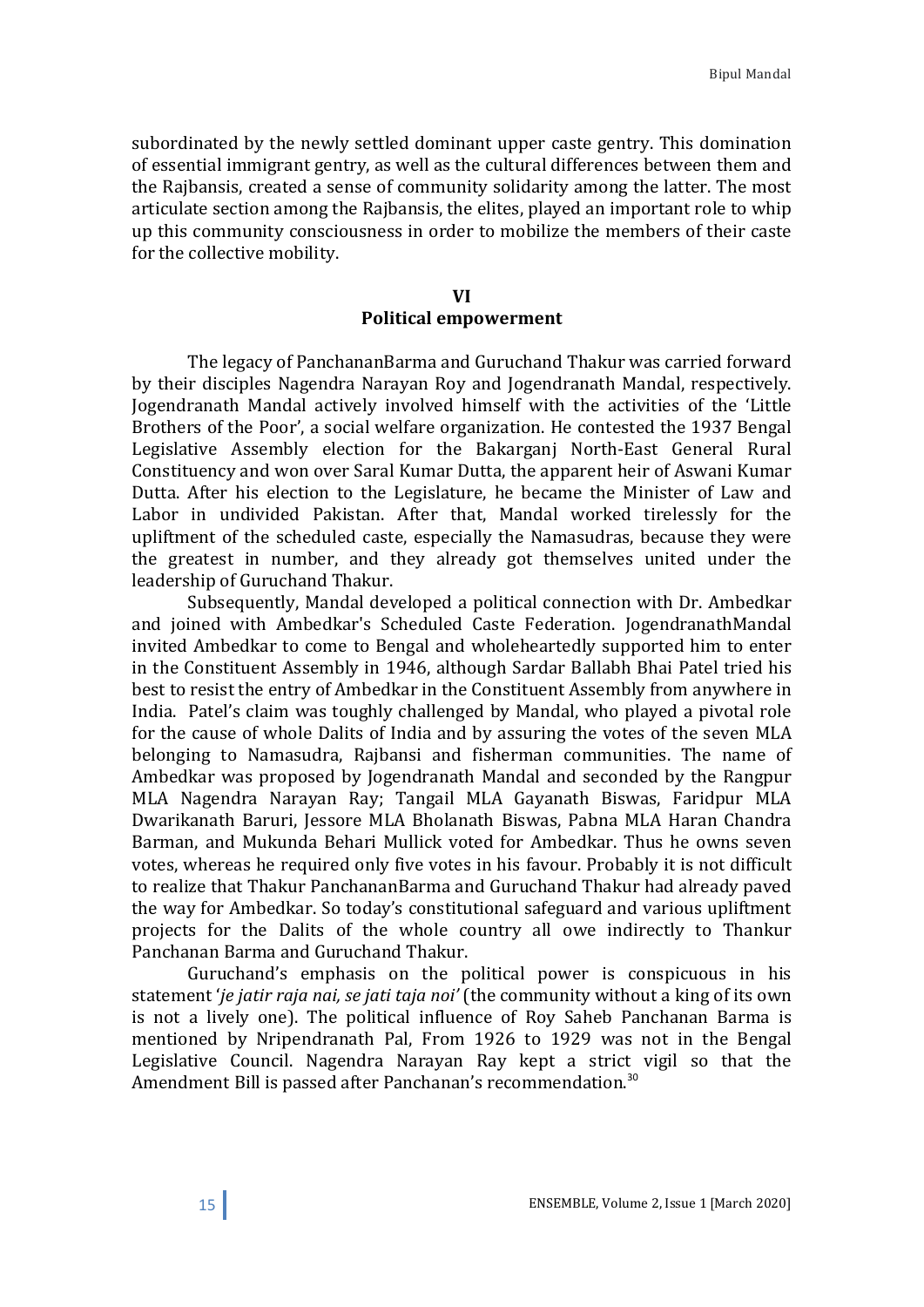subordinated by the newly settled dominant upper caste gentry. This domination of essential immigrant gentry, as well as the cultural differences between them and the Rajbansis, created a sense of community solidarity among the latter. The most articulate section among the Rajbansis, the elites, played an important role to whip up this community consciousness in order to mobilize the members of their caste for the collective mobility.

## VI
## Political empowerment

The legacy of PanchananBarma and Guruchand Thakur was carried forward by their disciples Nagendra Narayan Roy and Jogendranath Mandal, respectively. Jogendranath Mandal actively involved himself with the activities of the 'Little Brothers of the Poor', a social welfare organization. He contested the 1937 Bengal Legislative Assembly election for the Bakarganj North-East General Rural Constituency and won over Saral Kumar Dutta, the apparent heir of Aswani Kumar Dutta. After his election to the Legislature, he became the Minister of Law and Labor in undivided Pakistan. After that, Mandal worked tirelessly for the upliftment of the scheduled caste, especially the Namasudras, because they were the greatest in number, and they already got themselves united under the leadership of Guruchand Thakur.

Subsequently, Mandal developed a political connection with Dr. Ambedkar and joined with Ambedkar's Scheduled Caste Federation. JogendranathMandal invited Ambedkar to come to Bengal and wholeheartedly supported him to enter in the Constituent Assembly in 1946, although Sardar Ballabh Bhai Patel tried his best to resist the entry of Ambedkar in the Constituent Assembly from anywhere in India. Patel's claim was toughly challenged by Mandal, who played a pivotal role for the cause of whole Dalits of India and by assuring the votes of the seven MLA belonging to Namasudra, Rajbansi and fisherman communities. The name of Ambedkar was proposed by Jogendranath Mandal and seconded by the Rangpur MLA Nagendra Narayan Ray; Tangail MLA Gayanath Biswas, Faridpur MLA Dwarikanath Baruri, Jessore MLA Bholanath Biswas, Pabna MLA Haran Chandra Barman, and Mukunda Behari Mullick voted for Ambedkar. Thus he owns seven votes, whereas he required only five votes in his favour. Probably it is not difficult to realize that Thakur PanchananBarma and Guruchand Thakur had already paved the way for Ambedkar. So today's constitutional safeguard and various upliftment projects for the Dalits of the whole country all owe indirectly to Thankur Panchanan Barma and Guruchand Thakur.

Guruchand's emphasis on the political power is conspicuous in his statement '*je jatir raja nai, se jati taja noi'* (the community without a king of its own is not a lively one). The political influence of Roy Saheb Panchanan Barma is mentioned by Nripendranath Pal, From 1926 to 1929 was not in the Bengal Legislative Council. Nagendra Narayan Ray kept a strict vigil so that the Amendment Bill is passed after Panchanan's recommendation.[30]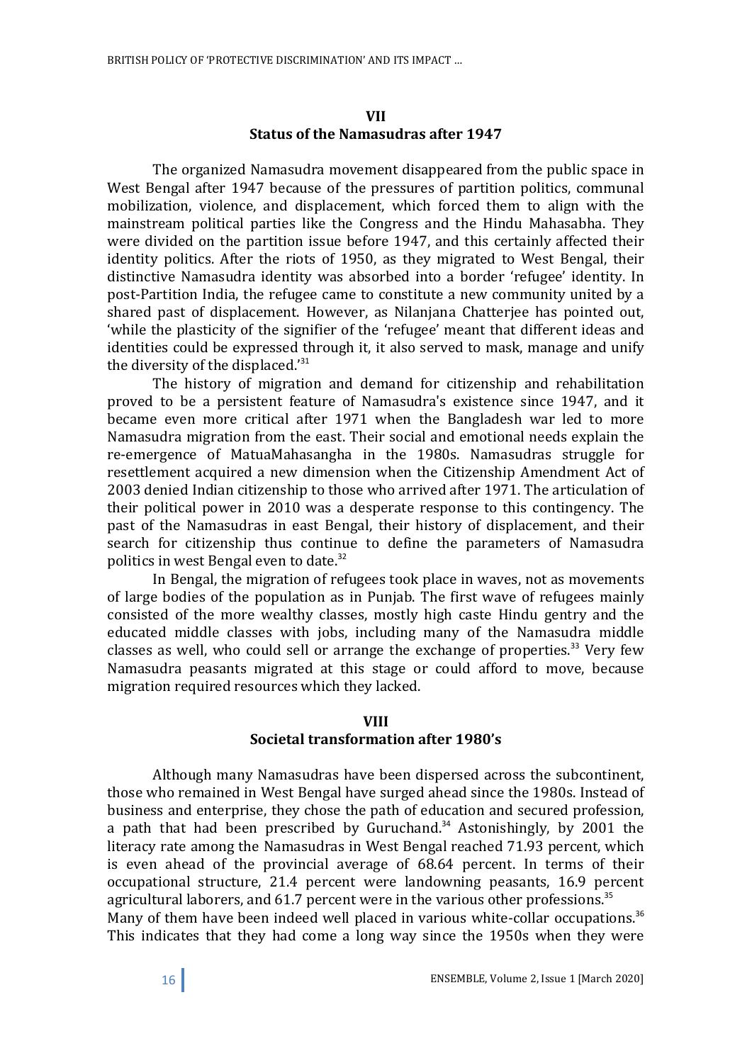## VII
## Status of the Namasudras after 1947

The organized Namasudra movement disappeared from the public space in West Bengal after 1947 because of the pressures of partition politics, communal mobilization, violence, and displacement, which forced them to align with the mainstream political parties like the Congress and the Hindu Mahasabha. They were divided on the partition issue before 1947, and this certainly affected their identity politics. After the riots of 1950, as they migrated to West Bengal, their distinctive Namasudra identity was absorbed into a border 'refugee' identity. In post-Partition India, the refugee came to constitute a new community united by a shared past of displacement. However, as Nilanjana Chatterjee has pointed out, 'while the plasticity of the signifier of the 'refugee' meant that different ideas and identities could be expressed through it, it also served to mask, manage and unify the diversity of the displaced.'[31]

The history of migration and demand for citizenship and rehabilitation proved to be a persistent feature of Namasudra's existence since 1947, and it became even more critical after 1971 when the Bangladesh war led to more Namasudra migration from the east. Their social and emotional needs explain the re-emergence of MatuaMahasangha in the 1980s. Namasudras struggle for resettlement acquired a new dimension when the Citizenship Amendment Act of 2003 denied Indian citizenship to those who arrived after 1971. The articulation of their political power in 2010 was a desperate response to this contingency. The past of the Namasudras in east Bengal, their history of displacement, and their search for citizenship thus continue to define the parameters of Namasudra politics in west Bengal even to date.[32]

In Bengal, the migration of refugees took place in waves, not as movements of large bodies of the population as in Punjab. The first wave of refugees mainly consisted of the more wealthy classes, mostly high caste Hindu gentry and the educated middle classes with jobs, including many of the Namasudra middle classes as well, who could sell or arrange the exchange of properties.[33] Very few Namasudra peasants migrated at this stage or could afford to move, because migration required resources which they lacked.

## VIII
## Societal transformation after 1980's

Although many Namasudras have been dispersed across the subcontinent, those who remained in West Bengal have surged ahead since the 1980s. Instead of business and enterprise, they chose the path of education and secured profession, a path that had been prescribed by Guruchand.[34] Astonishingly, by 2001 the literacy rate among the Namasudras in West Bengal reached 71.93 percent, which is even ahead of the provincial average of 68.64 percent. In terms of their occupational structure, 21.4 percent were landowning peasants, 16.9 percent agricultural laborers, and 61.7 percent were in the various other professions.[35]
Many of them have been indeed well placed in various white-collar occupations.[36] This indicates that they had come a long way since the 1950s when they were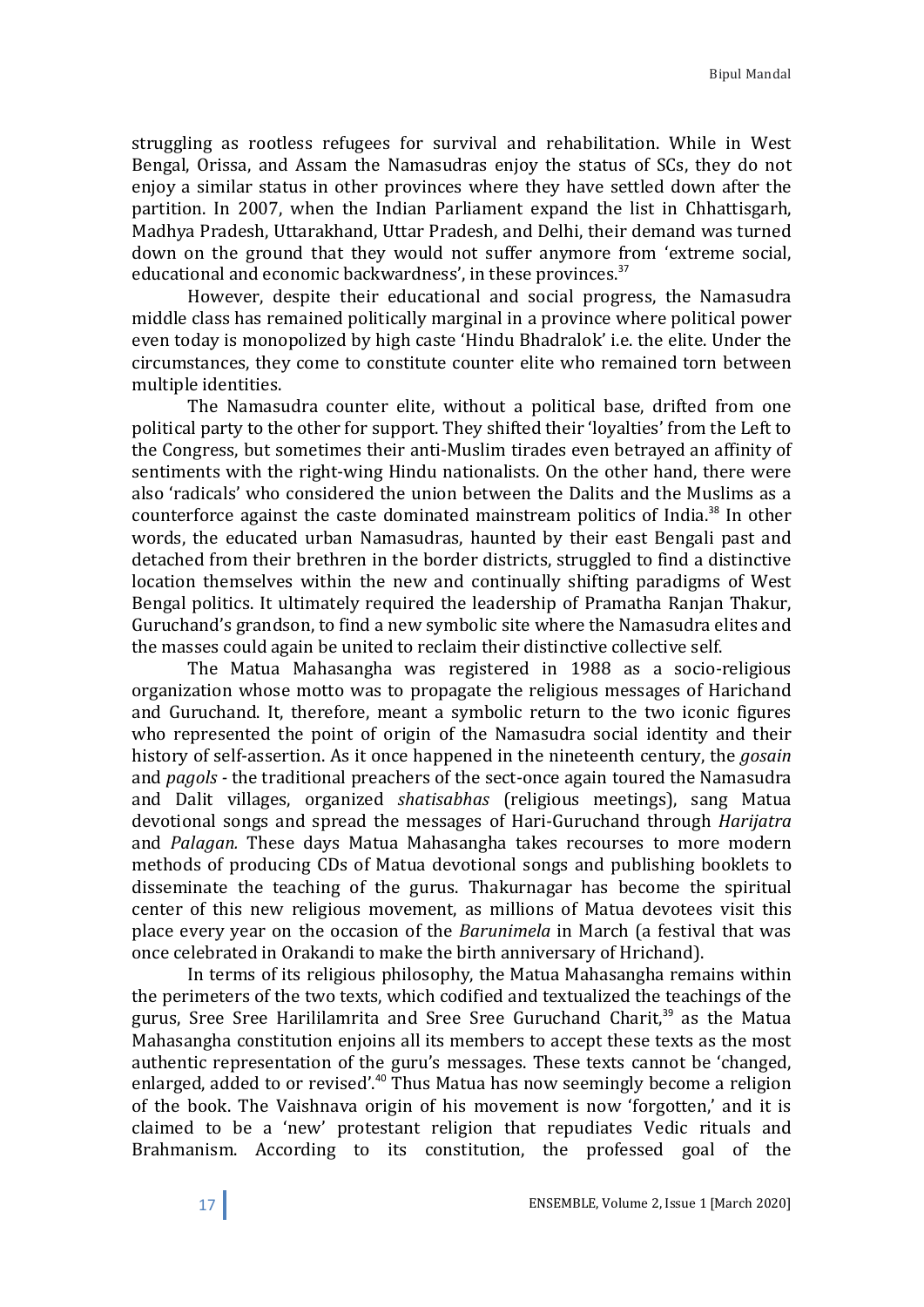struggling as rootless refugees for survival and rehabilitation. While in West Bengal, Orissa, and Assam the Namasudras enjoy the status of SCs, they do not enjoy a similar status in other provinces where they have settled down after the partition. In 2007, when the Indian Parliament expand the list in Chhattisgarh, Madhya Pradesh, Uttarakhand, Uttar Pradesh, and Delhi, their demand was turned down on the ground that they would not suffer anymore from 'extreme social, educational and economic backwardness', in these provinces.[37]

However, despite their educational and social progress, the Namasudra middle class has remained politically marginal in a province where political power even today is monopolized by high caste 'Hindu Bhadralok' i.e. the elite. Under the circumstances, they come to constitute counter elite who remained torn between multiple identities.

The Namasudra counter elite, without a political base, drifted from one political party to the other for support. They shifted their 'loyalties' from the Left to the Congress, but sometimes their anti-Muslim tirades even betrayed an affinity of sentiments with the right-wing Hindu nationalists. On the other hand, there were also 'radicals' who considered the union between the Dalits and the Muslims as a counterforce against the caste dominated mainstream politics of India.[38] In other words, the educated urban Namasudras, haunted by their east Bengali past and detached from their brethren in the border districts, struggled to find a distinctive location themselves within the new and continually shifting paradigms of West Bengal politics. It ultimately required the leadership of Pramatha Ranjan Thakur, Guruchand's grandson, to find a new symbolic site where the Namasudra elites and the masses could again be united to reclaim their distinctive collective self.

The Matua Mahasangha was registered in 1988 as a socio-religious organization whose motto was to propagate the religious messages of Harichand and Guruchand. It, therefore, meant a symbolic return to the two iconic figures who represented the point of origin of the Namasudra social identity and their history of self-assertion. As it once happened in the nineteenth century, the *gosain* and *pagols* - the traditional preachers of the sect-once again toured the Namasudra and Dalit villages, organized *shatisabhas* (religious meetings), sang Matua devotional songs and spread the messages of Hari-Guruchand through *Harijatra* and *Palagan.* These days Matua Mahasangha takes recourses to more modern methods of producing CDs of Matua devotional songs and publishing booklets to disseminate the teaching of the gurus. Thakurnagar has become the spiritual center of this new religious movement, as millions of Matua devotees visit this place every year on the occasion of the *Barunimela* in March (a festival that was once celebrated in Orakandi to make the birth anniversary of Hrichand).

In terms of its religious philosophy, the Matua Mahasangha remains within the perimeters of the two texts, which codified and textualized the teachings of the gurus, Sree Sree Harililamrita and Sree Sree Guruchand Charit,[39] as the Matua Mahasangha constitution enjoins all its members to accept these texts as the most authentic representation of the guru's messages. These texts cannot be 'changed, enlarged, added to or revised'.[40] Thus Matua has now seemingly become a religion of the book. The Vaishnava origin of his movement is now 'forgotten,' and it is claimed to be a 'new' protestant religion that repudiates Vedic rituals and Brahmanism. According to its constitution, the professed goal of the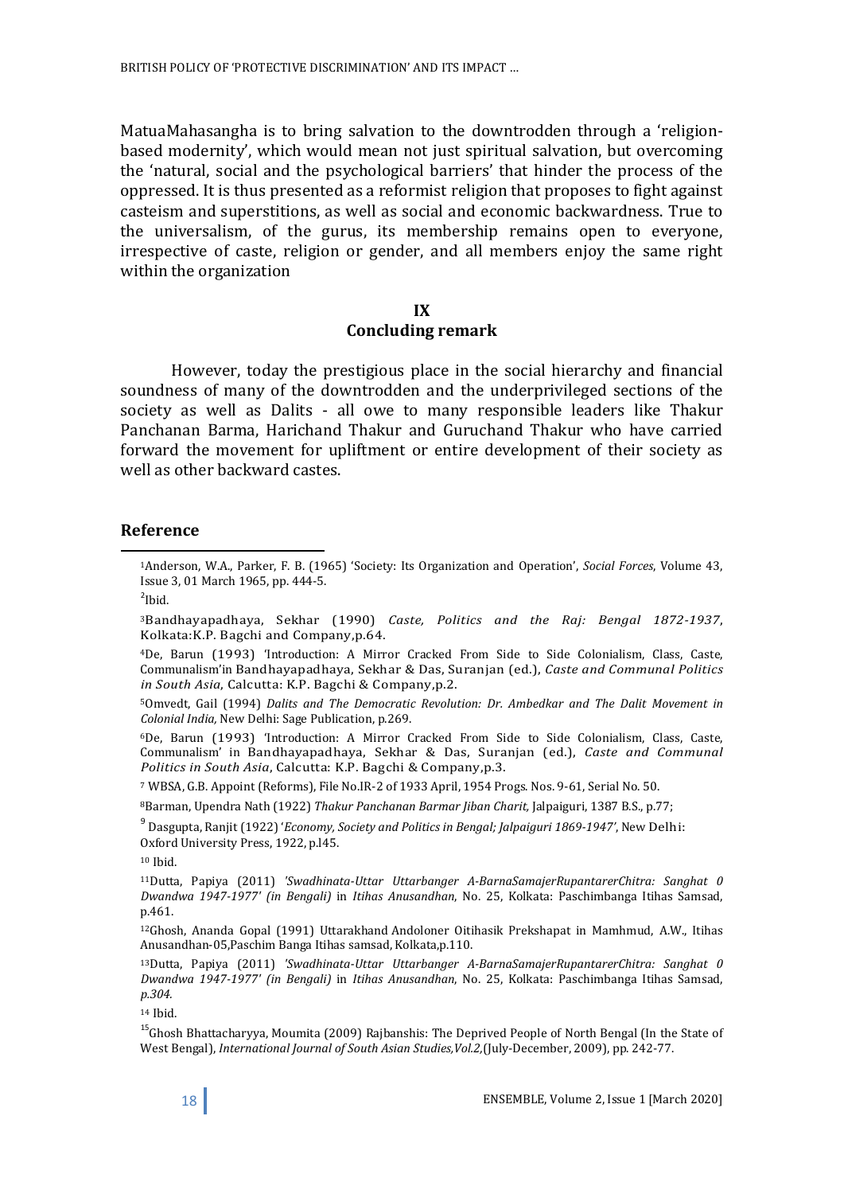MatuaMahasangha is to bring salvation to the downtrodden through a 'religion-based modernity', which would mean not just spiritual salvation, but overcoming the 'natural, social and the psychological barriers' that hinder the process of the oppressed. It is thus presented as a reformist religion that proposes to fight against casteism and superstitions, as well as social and economic backwardness. True to the universalism, of the gurus, its membership remains open to everyone, irrespective of caste, religion or gender, and all members enjoy the same right within the organization

## IX
## Concluding remark

However, today the prestigious place in the social hierarchy and financial soundness of many of the downtrodden and the underprivileged sections of the society as well as Dalits - all owe to many responsible leaders like Thakur Panchanan Barma, Harichand Thakur and Guruchand Thakur who have carried forward the movement for upliftment or entire development of their society as well as other backward castes.

## Reference

[1]Anderson, W.A., Parker, F. B. (1965) 'Society: Its Organization and Operation', *Social Forces*, Volume 43, Issue 3, 01 March 1965, pp. 444-5.

[2]Ibid.

[3]Bandhayapadhaya, Sekhar (1990) *Caste, Politics and the Raj: Bengal 1872-1937*, Kolkata:K.P. Bagchi and Company,p.64.

[4]De, Barun (1993) 'Introduction: A Mirror Cracked From Side to Side Colonialism, Class, Caste, Communalism'in Bandhayapadhaya, Sekhar & Das, Suranjan (ed.), *Caste and Communal Politics in South Asia*, Calcutta: K.P. Bagchi & Company,p.2.

[5]Omvedt, Gail (1994) *Dalits and The Democratic Revolution: Dr. Ambedkar and The Dalit Movement in Colonial India*, New Delhi: Sage Publication, p.269.

[6]De, Barun (1993) 'Introduction: A Mirror Cracked From Side to Side Colonialism, Class, Caste, Communalism' in Bandhayapadhaya, Sekhar & Das, Suranjan (ed.), *Caste and Communal Politics in South Asia*, Calcutta: K.P. Bagchi & Company,p.3.

[7] WBSA, G.B. Appoint (Reforms), File No.IR-2 of 1933 April, 1954 Progs. Nos. 9-61, Serial No. 50.

[8]Barman, Upendra Nath (1922) *Thakur Panchanan Barmar Jiban Charit*, Jalpaiguri, 1387 B.S., p.77;

[9] Dasgupta, Ranjit (1922) '*Economy, Society and Politics in Bengal; Jalpaiguri 1869-1947*', New Delhi: Oxford University Press, 1922, p.l45.

[10] Ibid.

[11]Dutta, Papiya (2011) *'Swadhinata-Uttar Uttarbanger A-BarnaSamajerRupantarerChitra: Sanghat 0 Dwandwa 1947-1977' (in Bengali)* in *Itihas Anusandhan*, No. 25, Kolkata: Paschimbanga Itihas Samsad, p.461.

[12]Ghosh, Ananda Gopal (1991) Uttarakhand Andoloner Oitihasik Prekshapat in Mamhmud, A.W., Itihas Anusandhan-05,Paschim Banga Itihas samsad, Kolkata,p.110.

[13]Dutta, Papiya (2011) *'Swadhinata-Uttar Uttarbanger A-BarnaSamajerRupantarerChitra: Sanghat 0 Dwandwa 1947-1977' (in Bengali)* in *Itihas Anusandhan*, No. 25, Kolkata: Paschimbanga Itihas Samsad, *p.304.*

[14] Ibid.

[15]Ghosh Bhattacharyya, Moumita (2009) Rajbanshis: The Deprived People of North Bengal (In the State of West Bengal), *International Journal of South Asian Studies,Vol.2,*(July-December, 2009), pp. 242-77.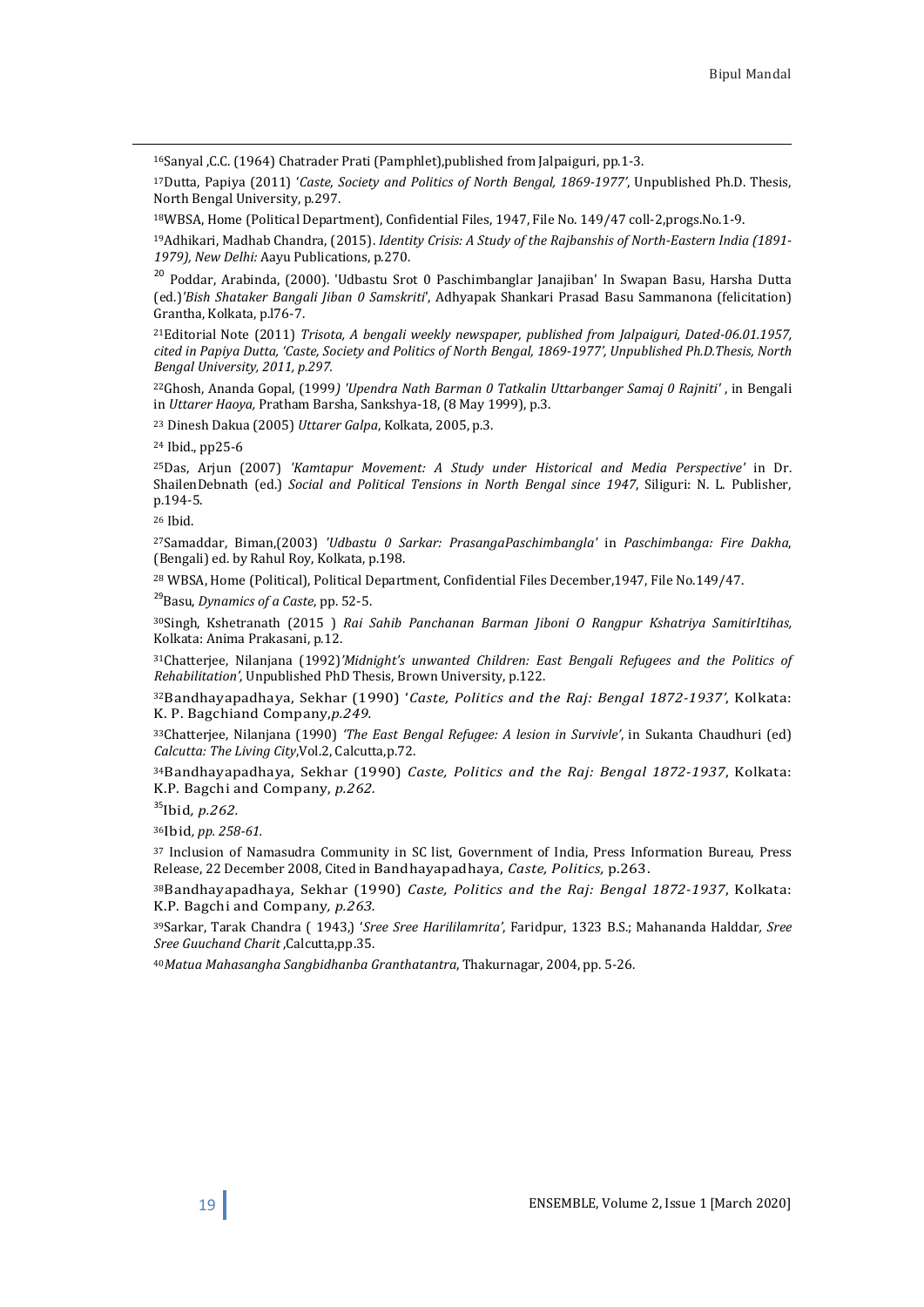[16]Sanyal ,C.C. (1964) Chatrader Prati (Pamphlet),published from Jalpaiguri, pp.1-3.

[17]Dutta, Papiya (2011) '*Caste, Society and Politics of North Bengal, 1869-1977'*, Unpublished Ph.D. Thesis, North Bengal University, p.297.

[18]WBSA, Home (Political Department), Confidential Files, 1947, File No. 149/47 coll-2,progs.No.1-9.

[19]Adhikari, Madhab Chandra, (2015). *Identity Crisis: A Study of the Rajbanshis of North-Eastern India (1891-1979), New Delhi:* Aayu Publications, p.270.

[20] Poddar, Arabinda, (2000). 'Udbastu Srot 0 Paschimbanglar Janajiban' In Swapan Basu, Harsha Dutta (ed.)*'Bish Shataker Bangali Jiban 0 Samskriti*', Adhyapak Shankari Prasad Basu Sammanona (felicitation) Grantha, Kolkata, p.l76-7.

[21]Editorial Note (2011) *Trisota, A bengali weekly newspaper, published from Jalpaiguri, Dated-06.01.1957, cited in Papiya Dutta, 'Caste, Society and Politics of North Bengal, 1869-1977', Unpublished Ph.D.Thesis, North Bengal University, 2011, p.297.*

[22]Ghosh, Ananda Gopal, (1999*) 'Upendra Nath Barman 0 Tatkalin Uttarbanger Samaj 0 Rajniti'* , in Bengali in *Uttarer Haoya*, Pratham Barsha, Sankshya-18, (8 May 1999), p.3.

[23] Dinesh Dakua (2005) *Uttarer Galpa*, Kolkata, 2005, p.3.

[24] Ibid., pp25-6

[25]Das, Arjun (2007) *'Kamtapur Movement: A Study under Historical and Media Perspective'* in Dr. ShailenDebnath (ed.) *Social and Political Tensions in North Bengal since 1947*, Siliguri: N. L. Publisher, p.194-5.

[26] Ibid.

[27]Samaddar, Biman,(2003) *'Udbastu 0 Sarkar: PrasangaPaschimbangla'* in *Paschimbanga: Fire Dakha*, (Bengali) ed. by Rahul Roy, Kolkata, p.198.

[28] WBSA, Home (Political), Political Department, Confidential Files December,1947, File No.149/47.

[29]Basu, *Dynamics of a Caste*, pp. 52-5.

[30]Singh, Kshetranath (2015 ) *Rai Sahib Panchanan Barman Jiboni O Rangpur Kshatriya SamitirItihas,* Kolkata: Anima Prakasani, p.12.

[31]Chatterjee, Nilanjana (1992)*'Midnight's unwanted Children: East Bengali Refugees and the Politics of Rehabilitation'*, Unpublished PhD Thesis, Brown University, p.122.

[32]Bandhayapadhaya, Sekhar (1990) '*Caste, Politics and the Raj: Bengal 1872-1937'*, Kolkata: K. P. Bagchiand Company,*p.249.*

[33]Chatterjee, Nilanjana (1990) *'The East Bengal Refugee: A lesion in Survivle'*, in Sukanta Chaudhuri (ed) *Calcutta: The Living City*,Vol.2, Calcutta,p.72.

[34]Bandhayapadhaya, Sekhar (1990) *Caste, Politics and the Raj: Bengal 1872-1937*, Kolkata: K.P. Bagchi and Company, *p.262.*

[35]Ibid*, p.262.*

[36]Ibid, *pp. 258-61.*

[37] Inclusion of Namasudra Community in SC list, Government of India, Press Information Bureau, Press Release, 22 December 2008, Cited in Bandhayapadhaya, *Caste, Politics,* p.263.

[38]Bandhayapadhaya, Sekhar (1990) *Caste, Politics and the Raj: Bengal 1872-1937*, Kolkata: K.P. Bagchi and Company*, p.263.*

[39]Sarkar, Tarak Chandra ( 1943,) '*Sree Sree Harililamrita'*, Faridpur, 1323 B.S.; Mahananda Halddar*, Sree Sree Guuchand Charit* ,Calcutta,pp.35.

[40]*Matua Mahasangha Sangbidhanba Granthatantra*, Thakurnagar, 2004, pp. 5-26.